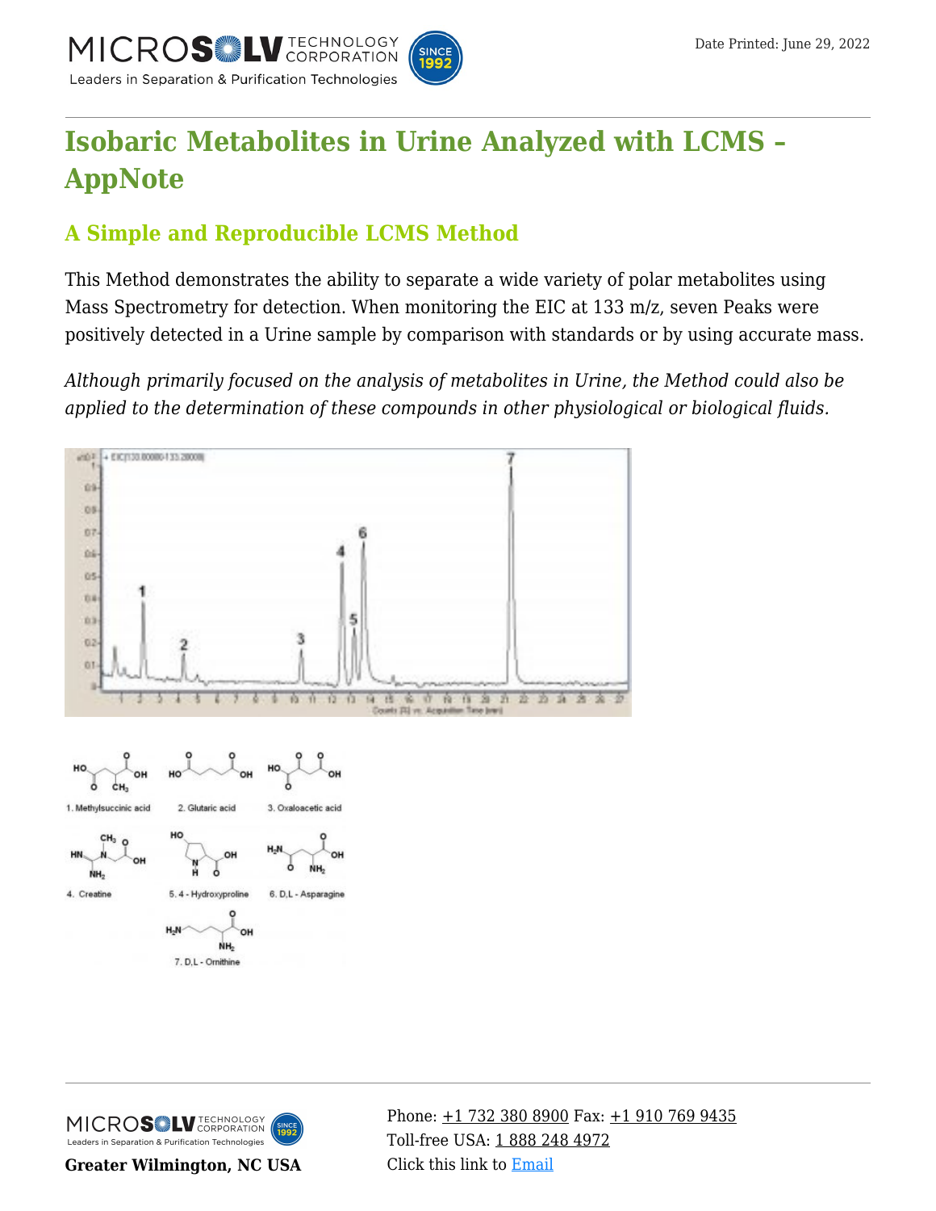# Isobaric Metabolites in Urine Analyzed with LCMS – AppNote

## A Simple and Reproducible LCMS Method

This Method demonstrates the ability to separate a wide variety of polar metabolites using Mass Spectrometry for detection. When monitoring the EIC at 133 m/z, seven Peaks were positively detected in a Urine sample by comparison with standards or by using accurate mass.

*Although primarily focused on the analysis of metabolites in Urine, the Method could also be applied to the determination of these compounds in other physiological or biological fluids.*

1. Methylsuccinic acid
2. Glutaric acid
3. Oxaloacetic acid
4. Creatine
5. 4 - Hydroxyproline
6. D,L - Asparagine
7. D,L - Ornithine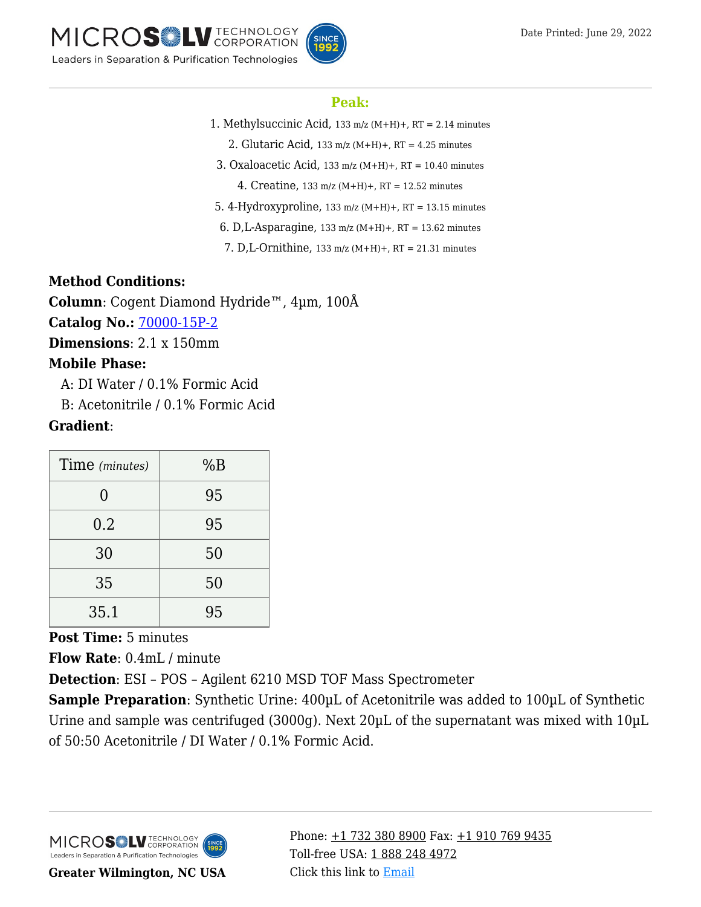**Peak:**

1. Methylsuccinic Acid, 133 m/z (M+H)+, RT = 2.14 minutes
2. Glutaric Acid, 133 m/z (M+H)+, RT = 4.25 minutes
3. Oxaloacetic Acid, 133 m/z (M+H)+, RT = 10.40 minutes
4. Creatine, 133 m/z (M+H)+, RT = 12.52 minutes
5. 4-Hydroxyproline, 133 m/z (M+H)+, RT = 13.15 minutes
6. D,L-Asparagine, 133 m/z (M+H)+, RT = 13.62 minutes
7. D,L-Ornithine, 133 m/z (M+H)+, RT = 21.31 minutes

**Method Conditions:**

**Column**: Cogent Diamond Hydride™, 4µm, 100Å

**Catalog No.:** 70000-15P-2

**Dimensions**: 2.1 x 150mm

**Mobile Phase:**

A: DI Water / 0.1% Formic Acid

B: Acetonitrile / 0.1% Formic Acid

**Gradient**:

| Time *(minutes)* | %B |
|---|---|
| 0 | 95 |
| 0.2 | 95 |
| 30 | 50 |
| 35 | 50 |
| 35.1 | 95 |

**Post Time:** 5 minutes

**Flow Rate**: 0.4mL / minute

**Detection**: ESI – POS – Agilent 6210 MSD TOF Mass Spectrometer

**Sample Preparation**: Synthetic Urine: 400µL of Acetonitrile was added to 100µL of Synthetic Urine and sample was centrifuged (3000g). Next 20µL of the supernatant was mixed with 10µL of 50:50 Acetonitrile / DI Water / 0.1% Formic Acid.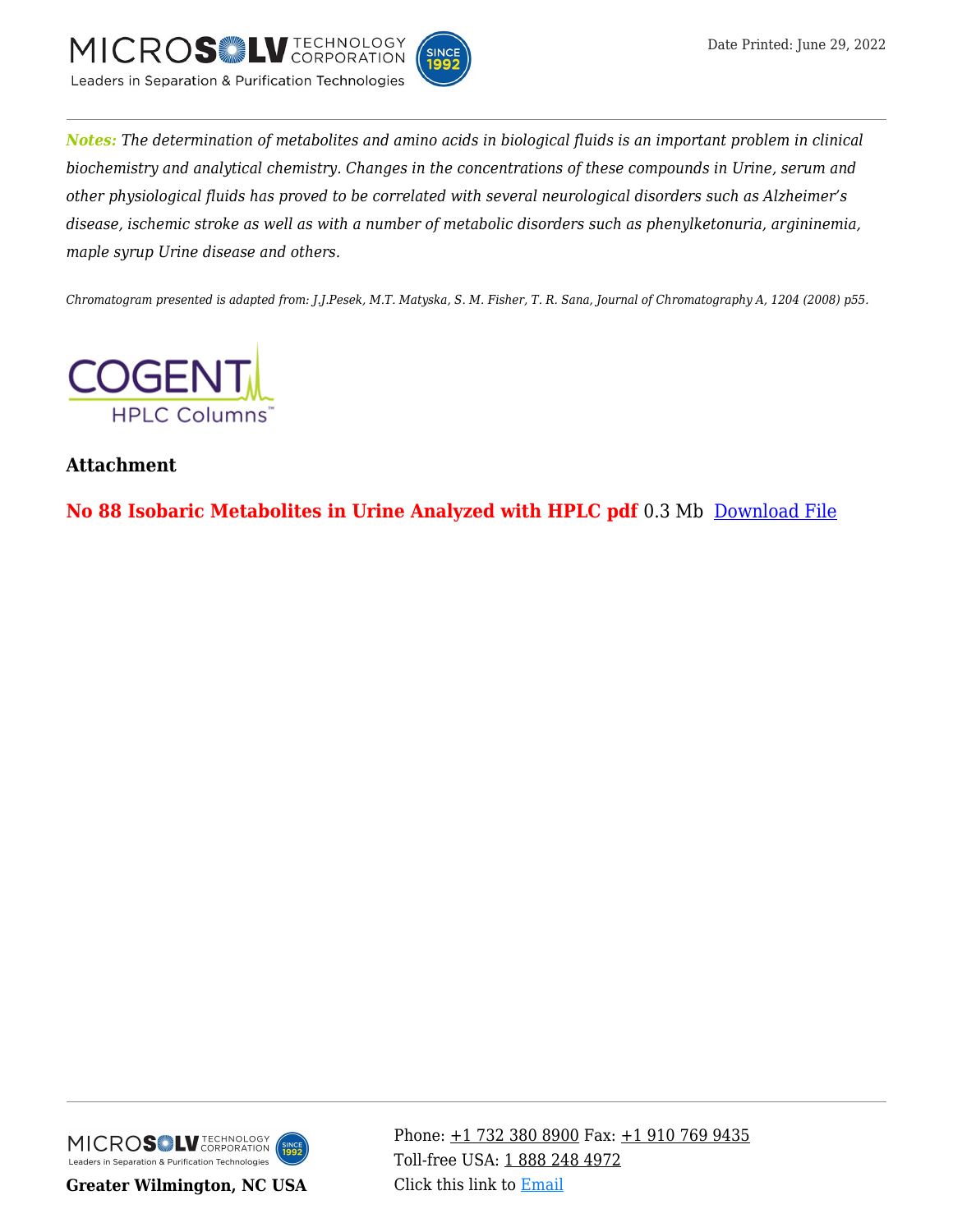***Notes:*** *The determination of metabolites and amino acids in biological fluids is an important problem in clinical biochemistry and analytical chemistry. Changes in the concentrations of these compounds in Urine, serum and other physiological fluids has proved to be correlated with several neurological disorders such as Alzheimer's disease, ischemic stroke as well as with a number of metabolic disorders such as phenylketonuria, argininemia, maple syrup Urine disease and others.*

*Chromatogram presented is adapted from: J.J.Pesek, M.T. Matyska, S. M. Fisher, T. R. Sana, Journal of Chromatography A, 1204 (2008) p55.*

### Attachment

**No 88 Isobaric Metabolites in Urine Analyzed with HPLC pdf** 0.3 Mb Download File